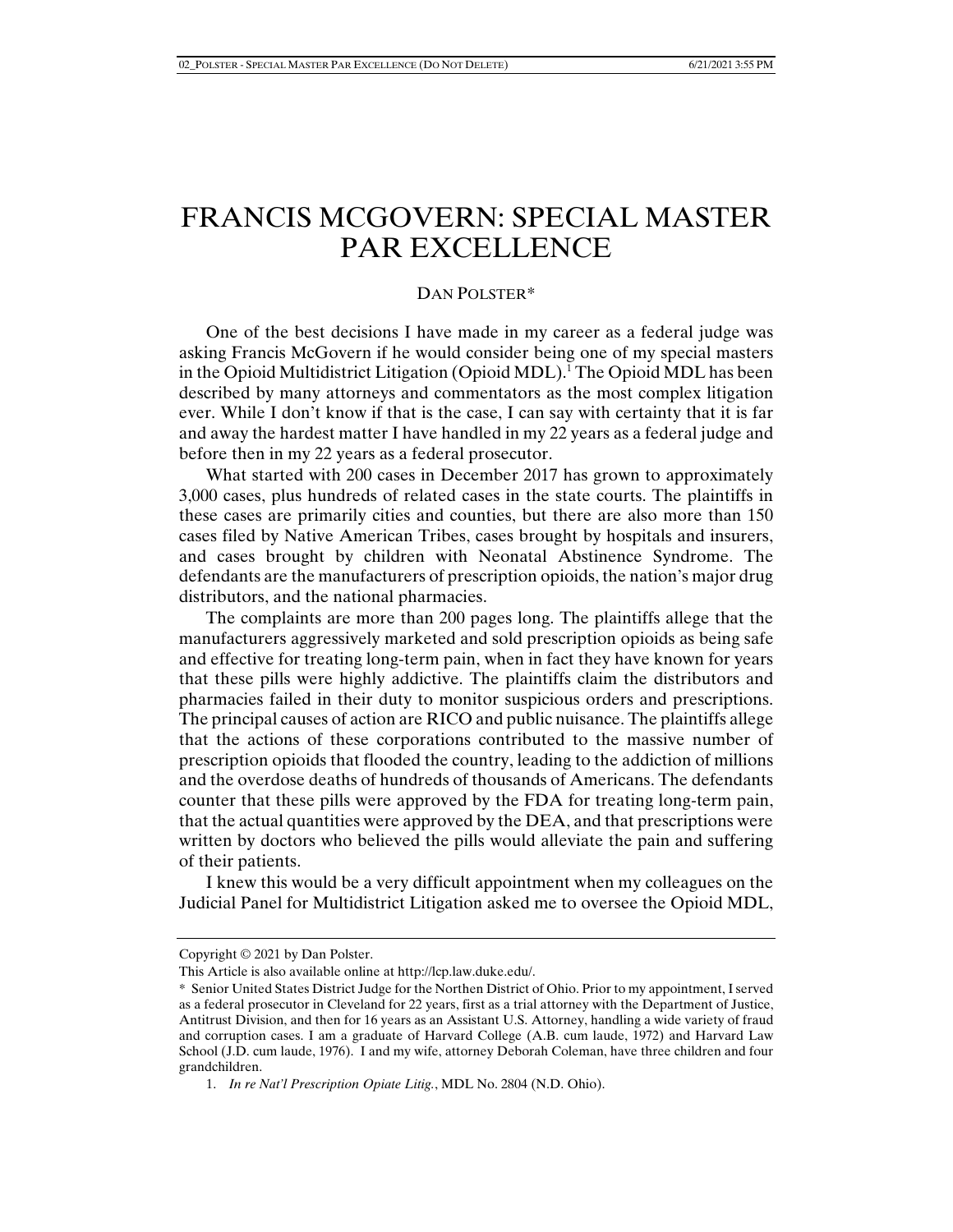# FRANCIS MCGOVERN: SPECIAL MASTER PAR EXCELLENCE

DAN POLSTER*

One of the best decisions I have made in my career as a federal judge was asking Francis McGovern if he would consider being one of my special masters in the Opioid Multidistrict Litigation (Opioid MDL).[1] The Opioid MDL has been described by many attorneys and commentators as the most complex litigation ever. While I don't know if that is the case, I can say with certainty that it is far and away the hardest matter I have handled in my 22 years as a federal judge and before then in my 22 years as a federal prosecutor.

What started with 200 cases in December 2017 has grown to approximately 3,000 cases, plus hundreds of related cases in the state courts. The plaintiffs in these cases are primarily cities and counties, but there are also more than 150 cases filed by Native American Tribes, cases brought by hospitals and insurers, and cases brought by children with Neonatal Abstinence Syndrome. The defendants are the manufacturers of prescription opioids, the nation's major drug distributors, and the national pharmacies.

The complaints are more than 200 pages long. The plaintiffs allege that the manufacturers aggressively marketed and sold prescription opioids as being safe and effective for treating long-term pain, when in fact they have known for years that these pills were highly addictive. The plaintiffs claim the distributors and pharmacies failed in their duty to monitor suspicious orders and prescriptions. The principal causes of action are RICO and public nuisance. The plaintiffs allege that the actions of these corporations contributed to the massive number of prescription opioids that flooded the country, leading to the addiction of millions and the overdose deaths of hundreds of thousands of Americans. The defendants counter that these pills were approved by the FDA for treating long-term pain, that the actual quantities were approved by the DEA, and that prescriptions were written by doctors who believed the pills would alleviate the pain and suffering of their patients.

I knew this would be a very difficult appointment when my colleagues on the Judicial Panel for Multidistrict Litigation asked me to oversee the Opioid MDL,

---

Copyright © 2021 by Dan Polster.

This Article is also available online at http://lcp.law.duke.edu/.

\* Senior United States District Judge for the Northen District of Ohio. Prior to my appointment, I served as a federal prosecutor in Cleveland for 22 years, first as a trial attorney with the Department of Justice, Antitrust Division, and then for 16 years as an Assistant U.S. Attorney, handling a wide variety of fraud and corruption cases. I am a graduate of Harvard College (A.B. cum laude, 1972) and Harvard Law School (J.D. cum laude, 1976). I and my wife, attorney Deborah Coleman, have three children and four grandchildren.

1. *In re Nat'l Prescription Opiate Litig.*, MDL No. 2804 (N.D. Ohio).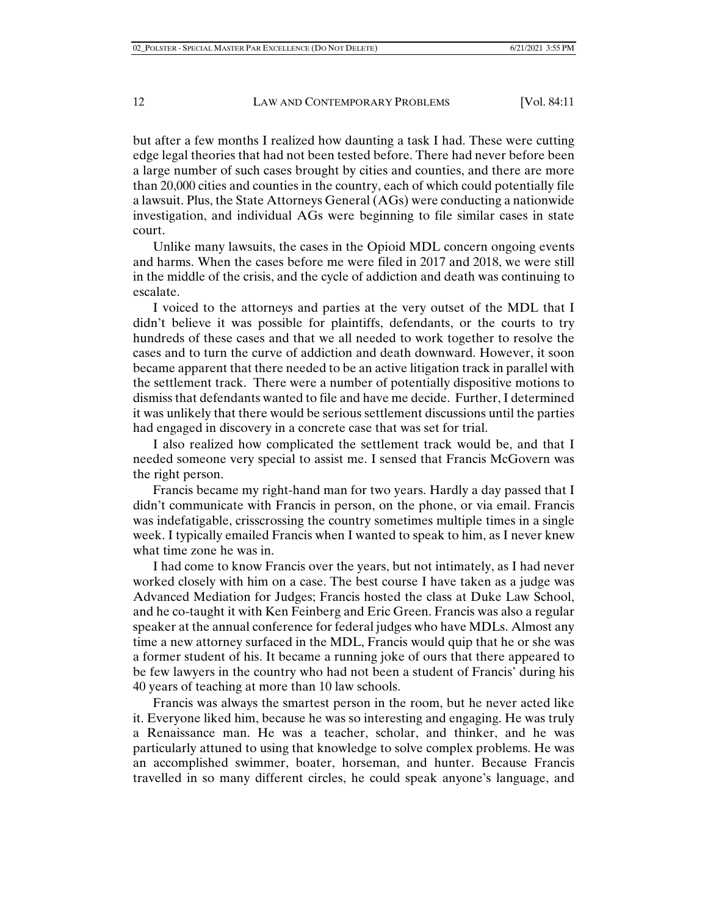but after a few months I realized how daunting a task I had. These were cutting edge legal theories that had not been tested before. There had never before been a large number of such cases brought by cities and counties, and there are more than 20,000 cities and counties in the country, each of which could potentially file a lawsuit. Plus, the State Attorneys General (AGs) were conducting a nationwide investigation, and individual AGs were beginning to file similar cases in state court.

Unlike many lawsuits, the cases in the Opioid MDL concern ongoing events and harms. When the cases before me were filed in 2017 and 2018, we were still in the middle of the crisis, and the cycle of addiction and death was continuing to escalate.

I voiced to the attorneys and parties at the very outset of the MDL that I didn't believe it was possible for plaintiffs, defendants, or the courts to try hundreds of these cases and that we all needed to work together to resolve the cases and to turn the curve of addiction and death downward. However, it soon became apparent that there needed to be an active litigation track in parallel with the settlement track. There were a number of potentially dispositive motions to dismiss that defendants wanted to file and have me decide. Further, I determined it was unlikely that there would be serious settlement discussions until the parties had engaged in discovery in a concrete case that was set for trial.

I also realized how complicated the settlement track would be, and that I needed someone very special to assist me. I sensed that Francis McGovern was the right person.

Francis became my right-hand man for two years. Hardly a day passed that I didn't communicate with Francis in person, on the phone, or via email. Francis was indefatigable, crisscrossing the country sometimes multiple times in a single week. I typically emailed Francis when I wanted to speak to him, as I never knew what time zone he was in.

I had come to know Francis over the years, but not intimately, as I had never worked closely with him on a case. The best course I have taken as a judge was Advanced Mediation for Judges; Francis hosted the class at Duke Law School, and he co-taught it with Ken Feinberg and Eric Green. Francis was also a regular speaker at the annual conference for federal judges who have MDLs. Almost any time a new attorney surfaced in the MDL, Francis would quip that he or she was a former student of his. It became a running joke of ours that there appeared to be few lawyers in the country who had not been a student of Francis' during his 40 years of teaching at more than 10 law schools.

Francis was always the smartest person in the room, but he never acted like it. Everyone liked him, because he was so interesting and engaging. He was truly a Renaissance man. He was a teacher, scholar, and thinker, and he was particularly attuned to using that knowledge to solve complex problems. He was an accomplished swimmer, boater, horseman, and hunter. Because Francis travelled in so many different circles, he could speak anyone's language, and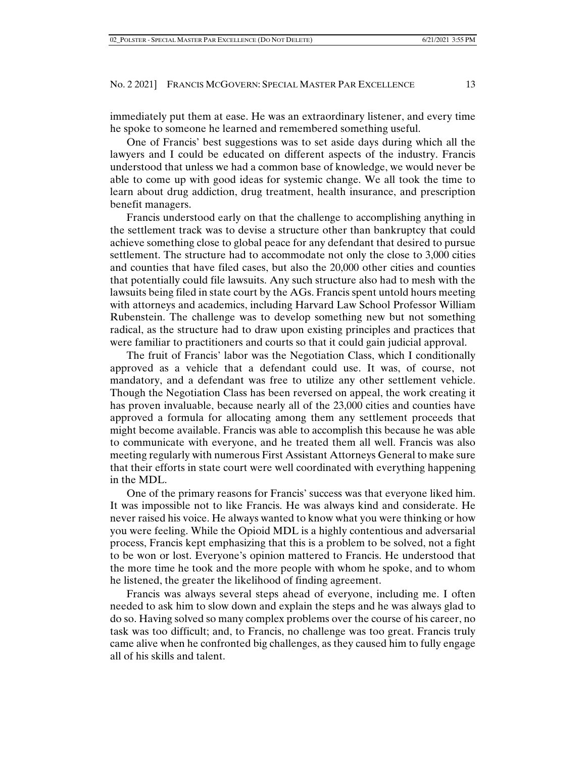immediately put them at ease. He was an extraordinary listener, and every time he spoke to someone he learned and remembered something useful.

One of Francis' best suggestions was to set aside days during which all the lawyers and I could be educated on different aspects of the industry. Francis understood that unless we had a common base of knowledge, we would never be able to come up with good ideas for systemic change. We all took the time to learn about drug addiction, drug treatment, health insurance, and prescription benefit managers.

Francis understood early on that the challenge to accomplishing anything in the settlement track was to devise a structure other than bankruptcy that could achieve something close to global peace for any defendant that desired to pursue settlement. The structure had to accommodate not only the close to 3,000 cities and counties that have filed cases, but also the 20,000 other cities and counties that potentially could file lawsuits. Any such structure also had to mesh with the lawsuits being filed in state court by the AGs. Francis spent untold hours meeting with attorneys and academics, including Harvard Law School Professor William Rubenstein. The challenge was to develop something new but not something radical, as the structure had to draw upon existing principles and practices that were familiar to practitioners and courts so that it could gain judicial approval.

The fruit of Francis' labor was the Negotiation Class, which I conditionally approved as a vehicle that a defendant could use. It was, of course, not mandatory, and a defendant was free to utilize any other settlement vehicle. Though the Negotiation Class has been reversed on appeal, the work creating it has proven invaluable, because nearly all of the 23,000 cities and counties have approved a formula for allocating among them any settlement proceeds that might become available. Francis was able to accomplish this because he was able to communicate with everyone, and he treated them all well. Francis was also meeting regularly with numerous First Assistant Attorneys General to make sure that their efforts in state court were well coordinated with everything happening in the MDL.

One of the primary reasons for Francis' success was that everyone liked him. It was impossible not to like Francis. He was always kind and considerate. He never raised his voice. He always wanted to know what you were thinking or how you were feeling. While the Opioid MDL is a highly contentious and adversarial process, Francis kept emphasizing that this is a problem to be solved, not a fight to be won or lost. Everyone's opinion mattered to Francis. He understood that the more time he took and the more people with whom he spoke, and to whom he listened, the greater the likelihood of finding agreement.

Francis was always several steps ahead of everyone, including me. I often needed to ask him to slow down and explain the steps and he was always glad to do so. Having solved so many complex problems over the course of his career, no task was too difficult; and, to Francis, no challenge was too great. Francis truly came alive when he confronted big challenges, as they caused him to fully engage all of his skills and talent.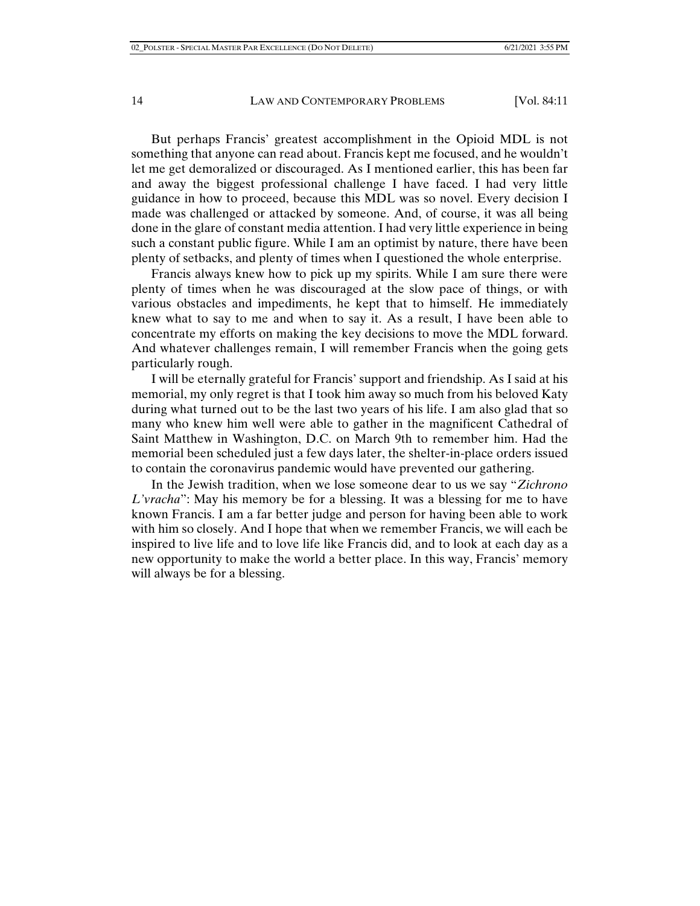But perhaps Francis' greatest accomplishment in the Opioid MDL is not something that anyone can read about. Francis kept me focused, and he wouldn't let me get demoralized or discouraged. As I mentioned earlier, this has been far and away the biggest professional challenge I have faced. I had very little guidance in how to proceed, because this MDL was so novel. Every decision I made was challenged or attacked by someone. And, of course, it was all being done in the glare of constant media attention. I had very little experience in being such a constant public figure. While I am an optimist by nature, there have been plenty of setbacks, and plenty of times when I questioned the whole enterprise.

Francis always knew how to pick up my spirits. While I am sure there were plenty of times when he was discouraged at the slow pace of things, or with various obstacles and impediments, he kept that to himself. He immediately knew what to say to me and when to say it. As a result, I have been able to concentrate my efforts on making the key decisions to move the MDL forward. And whatever challenges remain, I will remember Francis when the going gets particularly rough.

I will be eternally grateful for Francis' support and friendship. As I said at his memorial, my only regret is that I took him away so much from his beloved Katy during what turned out to be the last two years of his life. I am also glad that so many who knew him well were able to gather in the magnificent Cathedral of Saint Matthew in Washington, D.C. on March 9th to remember him. Had the memorial been scheduled just a few days later, the shelter-in-place orders issued to contain the coronavirus pandemic would have prevented our gathering.

In the Jewish tradition, when we lose someone dear to us we say "*Zichrono L'vracha*": May his memory be for a blessing. It was a blessing for me to have known Francis. I am a far better judge and person for having been able to work with him so closely. And I hope that when we remember Francis, we will each be inspired to live life and to love life like Francis did, and to look at each day as a new opportunity to make the world a better place. In this way, Francis' memory will always be for a blessing.